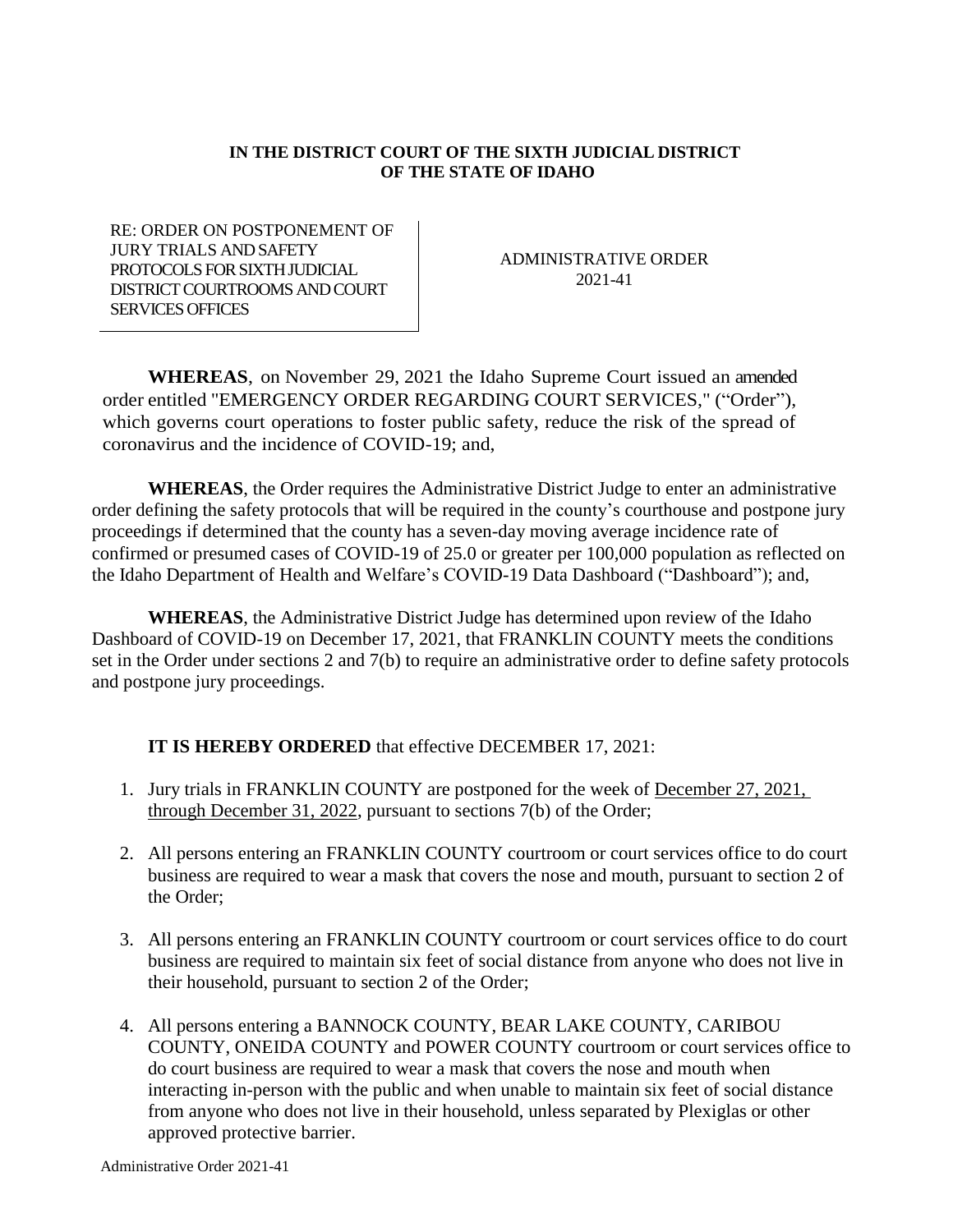**IN THE DISTRICT COURT OF THE SIXTH JUDICIAL DISTRICT OF THE STATE OF IDAHO**

| RE: ORDER ON POSTPONEMENT OF JURY TRIALS AND SAFETY PROTOCOLS FOR SIXTH JUDICIAL DISTRICT COURTROOMS AND COURT SERVICES OFFICES | ADMINISTRATIVE ORDER 2021-41 |
|---|---|

**WHEREAS**, on November 29, 2021 the Idaho Supreme Court issued an amended order entitled "EMERGENCY ORDER REGARDING COURT SERVICES," ("Order"), which governs court operations to foster public safety, reduce the risk of the spread of coronavirus and the incidence of COVID-19; and,

**WHEREAS**, the Order requires the Administrative District Judge to enter an administrative order defining the safety protocols that will be required in the county's courthouse and postpone jury proceedings if determined that the county has a seven-day moving average incidence rate of confirmed or presumed cases of COVID-19 of 25.0 or greater per 100,000 population as reflected on the Idaho Department of Health and Welfare's COVID-19 Data Dashboard ("Dashboard"); and,

**WHEREAS**, the Administrative District Judge has determined upon review of the Idaho Dashboard of COVID-19 on December 17, 2021, that FRANKLIN COUNTY meets the conditions set in the Order under sections 2 and 7(b) to require an administrative order to define safety protocols and postpone jury proceedings.

**IT IS HEREBY ORDERED** that effective DECEMBER 17, 2021:

1. Jury trials in FRANKLIN COUNTY are postponed for the week of December 27, 2021, through December 31, 2022, pursuant to sections 7(b) of the Order;
2. All persons entering an FRANKLIN COUNTY courtroom or court services office to do court business are required to wear a mask that covers the nose and mouth, pursuant to section 2 of the Order;
3. All persons entering an FRANKLIN COUNTY courtroom or court services office to do court business are required to maintain six feet of social distance from anyone who does not live in their household, pursuant to section 2 of the Order;
4. All persons entering a BANNOCK COUNTY, BEAR LAKE COUNTY, CARIBOU COUNTY, ONEIDA COUNTY and POWER COUNTY courtroom or court services office to do court business are required to wear a mask that covers the nose and mouth when interacting in-person with the public and when unable to maintain six feet of social distance from anyone who does not live in their household, unless separated by Plexiglas or other approved protective barrier.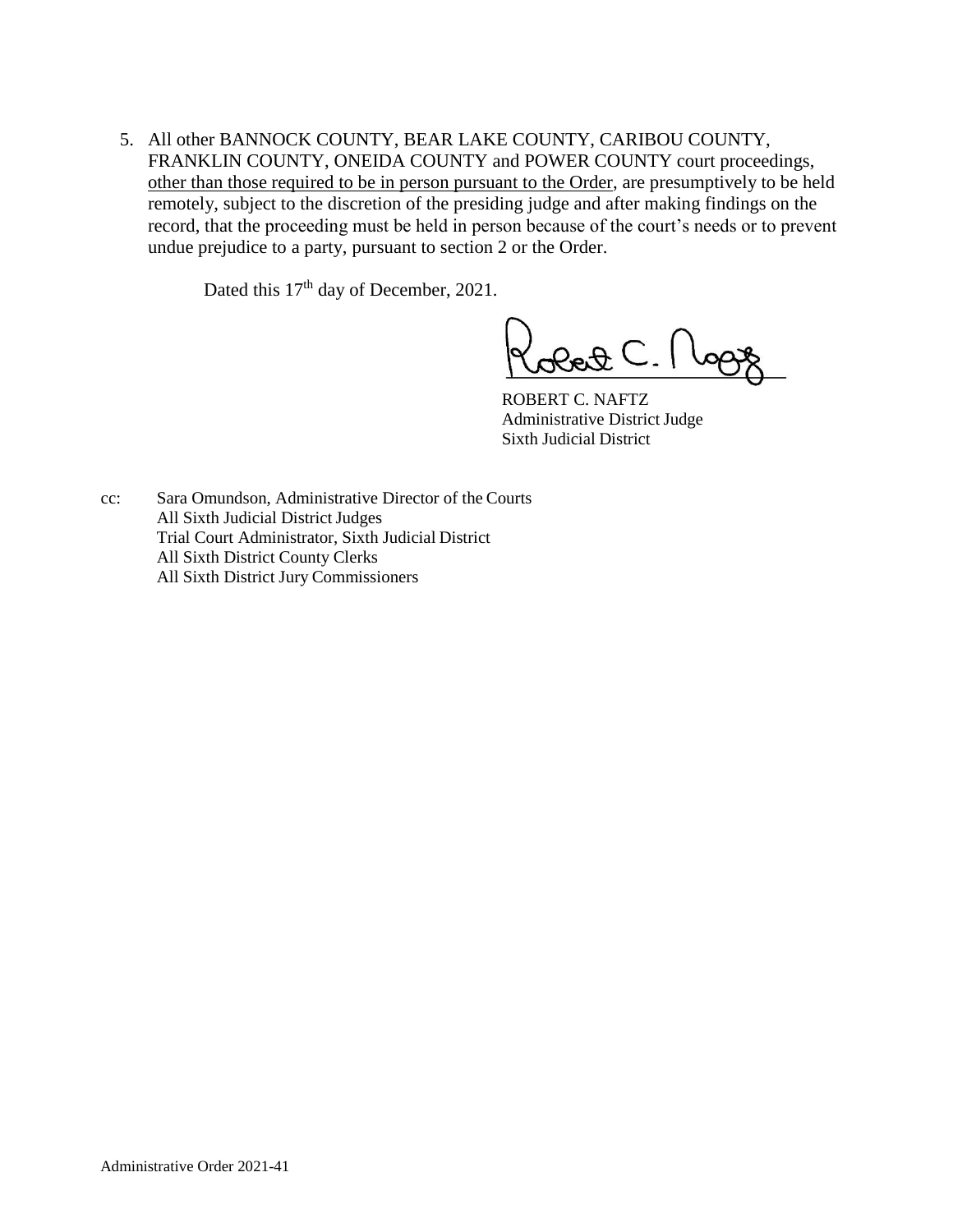5. All other BANNOCK COUNTY, BEAR LAKE COUNTY, CARIBOU COUNTY, FRANKLIN COUNTY, ONEIDA COUNTY and POWER COUNTY court proceedings, other than those required to be in person pursuant to the Order, are presumptively to be held remotely, subject to the discretion of the presiding judge and after making findings on the record, that the proceeding must be held in person because of the court's needs or to prevent undue prejudice to a party, pursuant to section 2 or the Order.

Dated this 17th day of December, 2021.

ROBERT C. NAFTZ
Administrative District Judge
Sixth Judicial District

cc: Sara Omundson, Administrative Director of the Courts
All Sixth Judicial District Judges
Trial Court Administrator, Sixth Judicial District
All Sixth District County Clerks
All Sixth District Jury Commissioners

Administrative Order 2021-41